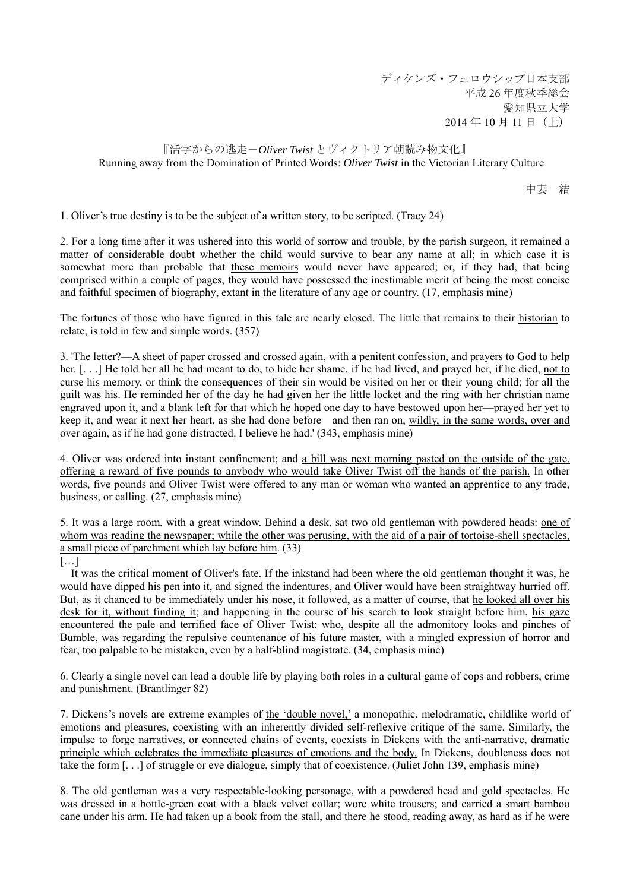ディケンズ・フェロウシップ日本支部
平成 26 年度秋季総会
愛知県立大学
2014 年 10 月 11 日（土）

# 『活字からの逃走－*Oliver Twist* とヴィクトリア朝読み物文化』
## Running away from the Domination of Printed Words: *Oliver Twist* in the Victorian Literary Culture

中妻　結

1. Oliver's true destiny is to be the subject of a written story, to be scripted. (Tracy 24)

2. For a long time after it was ushered into this world of sorrow and trouble, by the parish surgeon, it remained a matter of considerable doubt whether the child would survive to bear any name at all; in which case it is somewhat more than probable that <u>these memoirs</u> would never have appeared; or, if they had, that being comprised within <u>a couple of pages</u>, they would have possessed the inestimable merit of being the most concise and faithful specimen of <u>biography</u>, extant in the literature of any age or country. (17, emphasis mine)

The fortunes of those who have figured in this tale are nearly closed. The little that remains to their <u>historian</u> to relate, is told in few and simple words. (357)

3. 'The letter?—A sheet of paper crossed and crossed again, with a penitent confession, and prayers to God to help her. [. . .] He told her all he had meant to do, to hide her shame, if he had lived, and prayed her, if he died, <u>not to curse his memory, or think the consequences of their sin would be visited on her or their young child</u>; for all the guilt was his. He reminded her of the day he had given her the little locket and the ring with her christian name engraved upon it, and a blank left for that which he hoped one day to have bestowed upon her—prayed her yet to keep it, and wear it next her heart, as she had done before—and then ran on, <u>wildly, in the same words, over and over again, as if he had gone distracted</u>. I believe he had.' (343, emphasis mine)

4. Oliver was ordered into instant confinement; and <u>a bill was next morning pasted on the outside of the gate, offering a reward of five pounds to anybody who would take Oliver Twist off the hands of the parish.</u> In other words, five pounds and Oliver Twist were offered to any man or woman who wanted an apprentice to any trade, business, or calling. (27, emphasis mine)

5. It was a large room, with a great window. Behind a desk, sat two old gentleman with powdered heads: <u>one of whom was reading the newspaper; while the other was perusing, with the aid of a pair of tortoise-shell spectacles, a small piece of parchment which lay before him</u>. (33)

[…]

It was <u>the critical moment</u> of Oliver's fate. If <u>the inkstand</u> had been where the old gentleman thought it was, he would have dipped his pen into it, and signed the indentures, and Oliver would have been straightway hurried off. But, as it chanced to be immediately under his nose, it followed, as a matter of course, that <u>he looked all over his desk for it, without finding it</u>; and happening in the course of his search to look straight before him, <u>his gaze encountered the pale and terrified face of Oliver Twist</u>: who, despite all the admonitory looks and pinches of Bumble, was regarding the repulsive countenance of his future master, with a mingled expression of horror and fear, too palpable to be mistaken, even by a half-blind magistrate. (34, emphasis mine)

6. Clearly a single novel can lead a double life by playing both roles in a cultural game of cops and robbers, crime and punishment. (Brantlinger 82)

7. Dickens's novels are extreme examples of <u>the 'double novel,'</u> a monopathic, melodramatic, childlike world of <u>emotions and pleasures, coexisting with an inherently divided self-reflexive critique of the same.</u> Similarly, the impulse to forge <u>narratives, or connected chains of events, coexists in Dickens with the anti-narrative, dramatic principle which celebrates the immediate pleasures of emotions and the body.</u> In Dickens, doubleness does not take the form [. . .] of struggle or eve dialogue, simply that of coexistence. (Juliet John 139, emphasis mine)

8. The old gentleman was a very respectable-looking personage, with a powdered head and gold spectacles. He was dressed in a bottle-green coat with a black velvet collar; wore white trousers; and carried a smart bamboo cane under his arm. He had taken up a book from the stall, and there he stood, reading away, as hard as if he were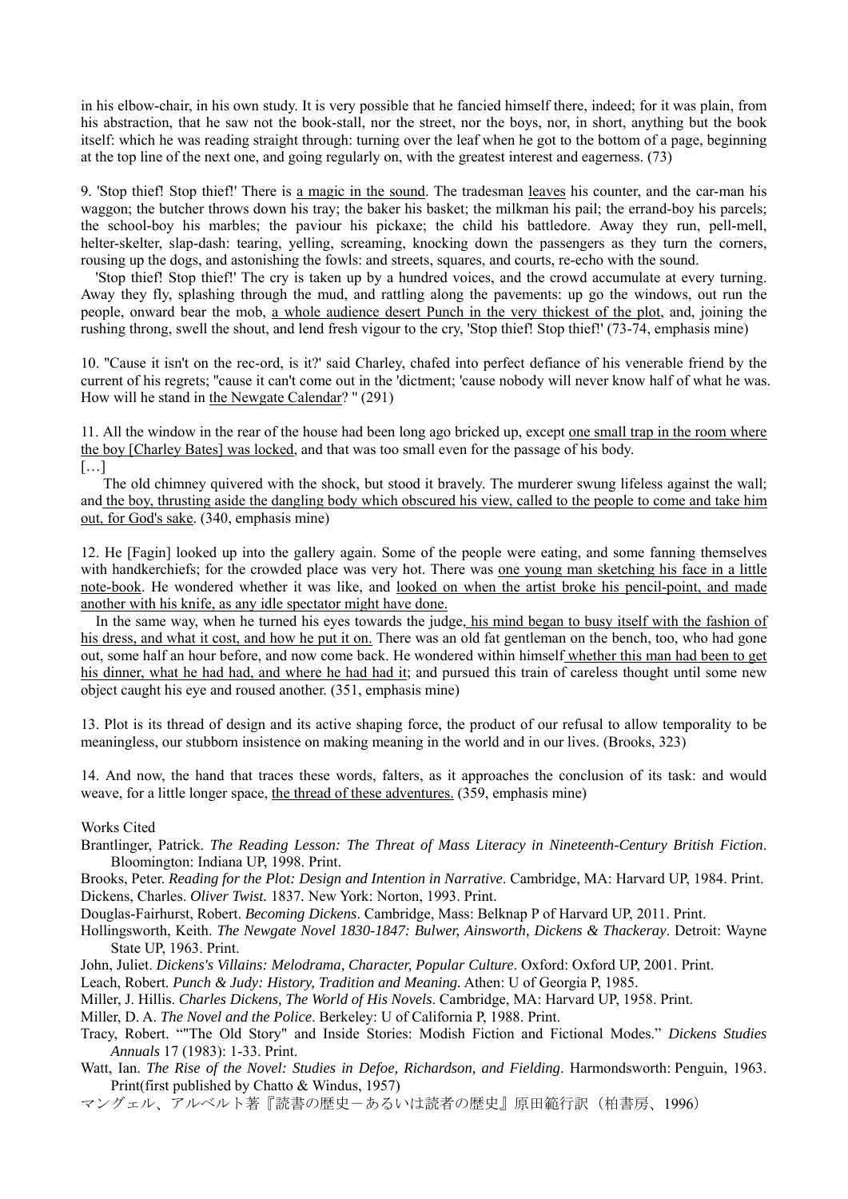in his elbow-chair, in his own study. It is very possible that he fancied himself there, indeed; for it was plain, from his abstraction, that he saw not the book-stall, nor the street, nor the boys, nor, in short, anything but the book itself: which he was reading straight through: turning over the leaf when he got to the bottom of a page, beginning at the top line of the next one, and going regularly on, with the greatest interest and eagerness. (73)

9. 'Stop thief! Stop thief!' There is <u>a magic in the sound</u>. The tradesman <u>leaves</u> his counter, and the car-man his waggon; the butcher throws down his tray; the baker his basket; the milkman his pail; the errand-boy his parcels; the school-boy his marbles; the paviour his pickaxe; the child his battledore. Away they run, pell-mell, helter-skelter, slap-dash: tearing, yelling, screaming, knocking down the passengers as they turn the corners, rousing up the dogs, and astonishing the fowls: and streets, squares, and courts, re-echo with the sound.

'Stop thief! Stop thief!' The cry is taken up by a hundred voices, and the crowd accumulate at every turning. Away they fly, splashing through the mud, and rattling along the pavements: up go the windows, out run the people, onward bear the mob, <u>a whole audience desert Punch in the very thickest of the plot</u>, and, joining the rushing throng, swell the shout, and lend fresh vigour to the cry, 'Stop thief! Stop thief!' (73-74, emphasis mine)

10. "'Cause it isn't on the rec-ord, is it?' said Charley, chafed into perfect defiance of his venerable friend by the current of his regrets; "cause it can't come out in the 'dictment; 'cause nobody will never know half of what he was. How will he stand in <u>the Newgate Calendar</u>? " (291)

11. All the window in the rear of the house had been long ago bricked up, except <u>one small trap in the room where the boy [Charley Bates] was locked</u>, and that was too small even for the passage of his body.
[…]

The old chimney quivered with the shock, but stood it bravely. The murderer swung lifeless against the wall; and <u>the boy, thrusting aside the dangling body which obscured his view, called to the people to come and take him out, for God's sake</u>. (340, emphasis mine)

12. He [Fagin] looked up into the gallery again. Some of the people were eating, and some fanning themselves with handkerchiefs; for the crowded place was very hot. There was <u>one young man sketching his face in a little note-book</u>. He wondered whether it was like, and <u>looked on when the artist broke his pencil-point, and made another with his knife, as any idle spectator might have done.</u>

In the same way, when he turned his eyes towards the judge, <u>his mind began to busy itself with the fashion of his dress, and what it cost, and how he put it on.</u> There was an old fat gentleman on the bench, too, who had gone out, some half an hour before, and now come back. He wondered within himself <u>whether this man had been to get his dinner, what he had had, and where he had had it</u>; and pursued this train of careless thought until some new object caught his eye and roused another. (351, emphasis mine)

13. Plot is its thread of design and its active shaping force, the product of our refusal to allow temporality to be meaningless, our stubborn insistence on making meaning in the world and in our lives. (Brooks, 323)

14. And now, the hand that traces these words, falters, as it approaches the conclusion of its task: and would weave, for a little longer space, <u>the thread of these adventures.</u> (359, emphasis mine)

Works Cited

Brantlinger, Patrick. *The Reading Lesson: The Threat of Mass Literacy in Nineteenth-Century British Fiction*. Bloomington: Indiana UP, 1998. Print.

Brooks, Peter. *Reading for the Plot: Design and Intention in Narrative*. Cambridge, MA: Harvard UP, 1984. Print.

Dickens, Charles. *Oliver Twist.* 1837. New York: Norton, 1993. Print.

Douglas-Fairhurst, Robert. *Becoming Dickens*. Cambridge, Mass: Belknap P of Harvard UP, 2011. Print.

Hollingsworth, Keith. *The Newgate Novel 1830-1847: Bulwer, Ainsworth, Dickens & Thackeray*. Detroit: Wayne State UP, 1963. Print.

John, Juliet. *Dickens's Villains: Melodrama, Character, Popular Culture*. Oxford: Oxford UP, 2001. Print.

Leach, Robert. *Punch & Judy: History, Tradition and Meaning.* Athen: U of Georgia P, 1985.

Miller, J. Hillis. *Charles Dickens, The World of His Novels*. Cambridge, MA: Harvard UP, 1958. Print.

Miller, D. A. *The Novel and the Police*. Berkeley: U of California P, 1988. Print.

Tracy, Robert. ""The Old Story" and Inside Stories: Modish Fiction and Fictional Modes." *Dickens Studies Annuals* 17 (1983): 1-33. Print.

Watt, Ian. *The Rise of the Novel: Studies in Defoe, Richardson, and Fielding*. Harmondsworth: Penguin, 1963. Print(first published by Chatto & Windus, 1957)

マングェル、アルベルト著『読書の歴史―あるいは読者の歴史』原田範行訳（柏書房、1996）